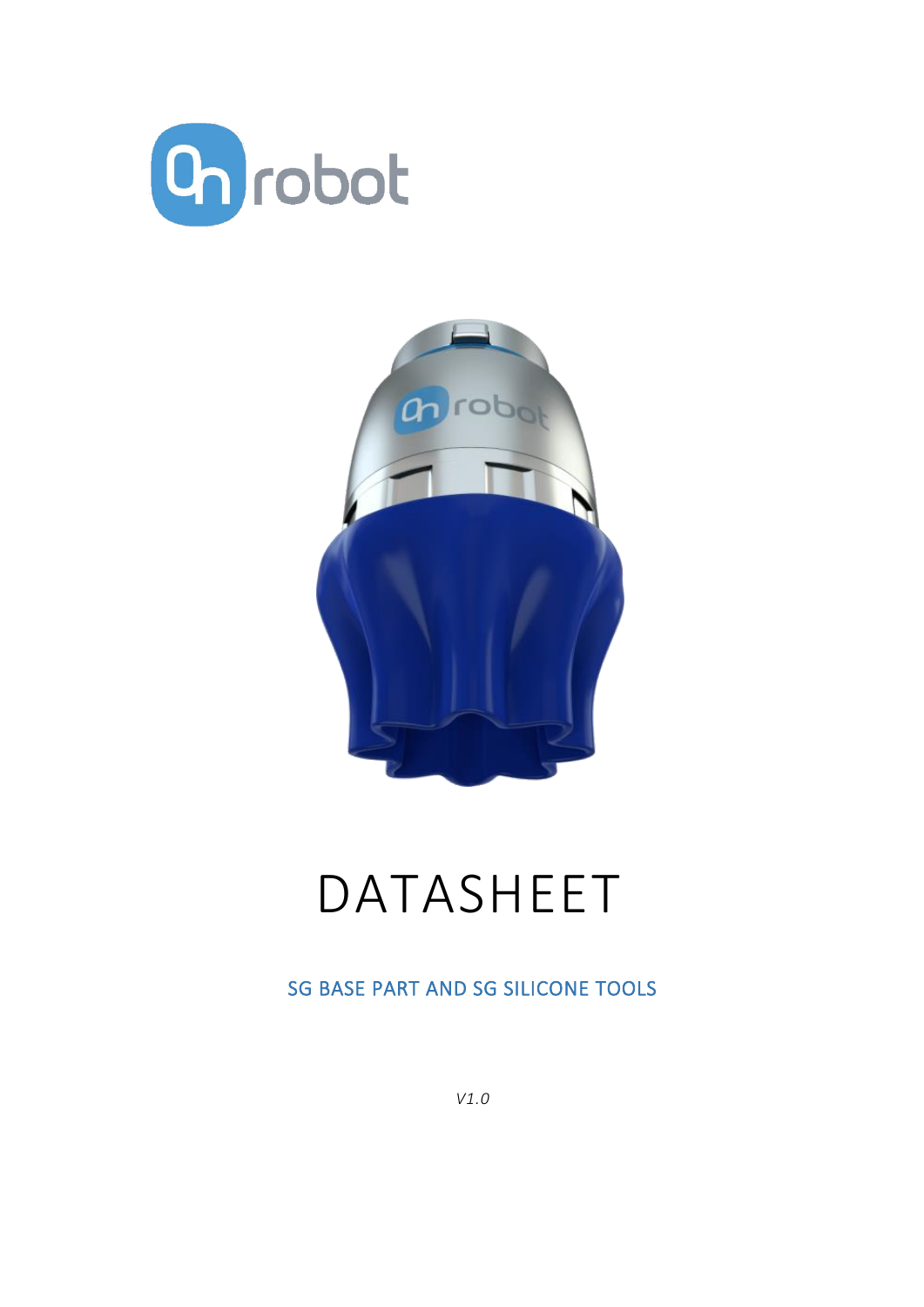# DATASHEET

## SG BASE PART AND SG SILICONE TOOLS

*V1.0*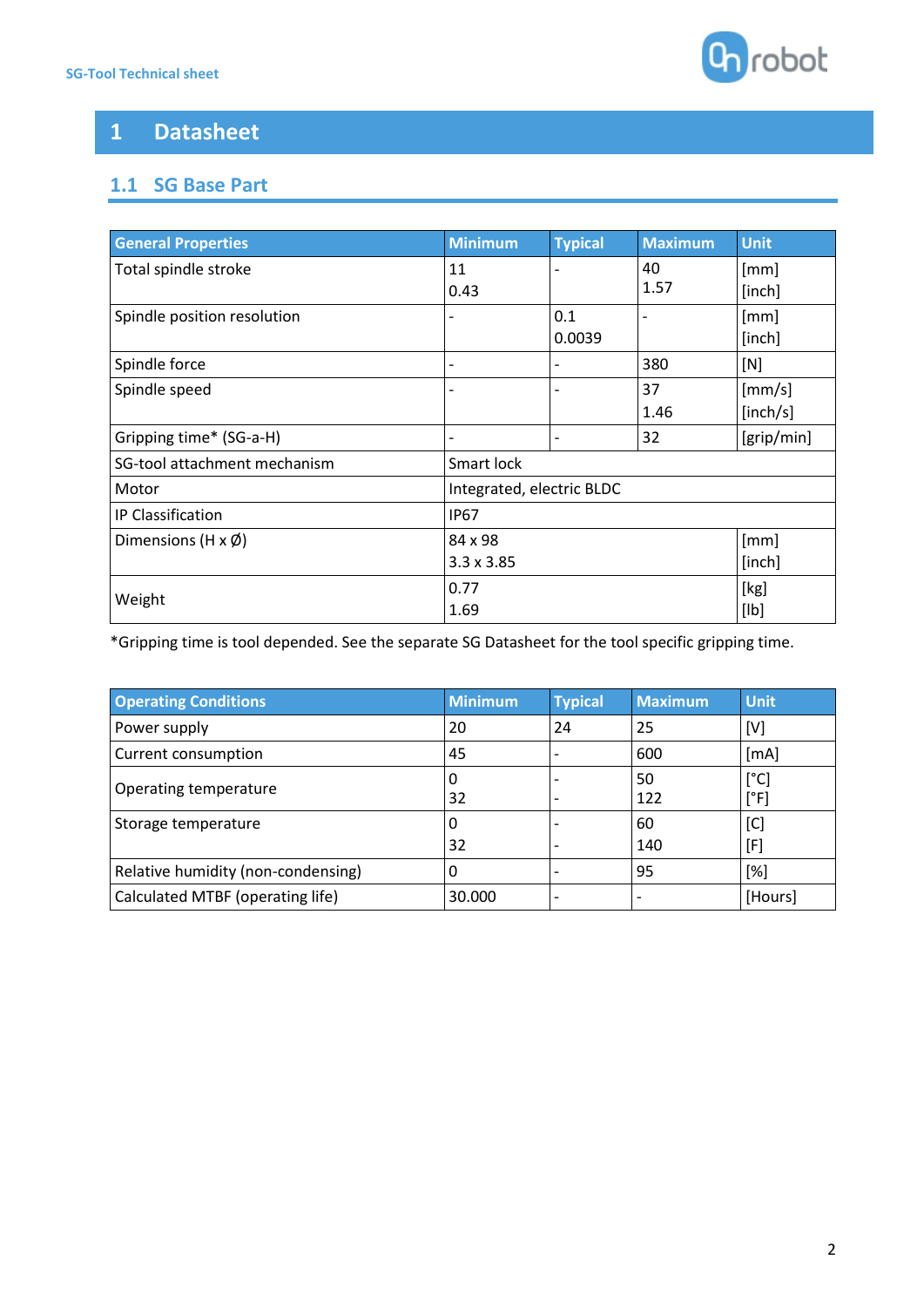# 1 Datasheet

## 1.1 SG Base Part

| General Properties | Minimum | Typical | Maximum | Unit |
|---|---|---|---|---|
| Total spindle stroke | 11<br>0.43 | - | 40<br>1.57 | [mm]<br>[inch] |
| Spindle position resolution | - | 0.1<br>0.0039 | - | [mm]<br>[inch] |
| Spindle force | - | - | 380 | [N] |
| Spindle speed | - | - | 37<br>1.46 | [mm/s]<br>[inch/s] |
| Gripping time* (SG-a-H) | - | - | 32 | [grip/min] |
| SG-tool attachment mechanism | Smart lock | | | |
| Motor | Integrated, electric BLDC | | | |
| IP Classification | IP67 | | | |
| Dimensions (H x Ø) | 84 x 98<br>3.3 x 3.85 | | | [mm]<br>[inch] |
| Weight | 0.77<br>1.69 | | | [kg]<br>[lb] |

*Gripping time is tool depended. See the separate SG Datasheet for the tool specific gripping time.

| Operating Conditions | Minimum | Typical | Maximum | Unit |
|---|---|---|---|---|
| Power supply | 20 | 24 | 25 | [V] |
| Current consumption | 45 | - | 600 | [mA] |
| Operating temperature | 0<br>32 | -<br>- | 50<br>122 | [°C]<br>[°F] |
| Storage temperature | 0<br>32 | -<br>- | 60<br>140 | [C]<br>[F] |
| Relative humidity (non-condensing) | 0 | - | 95 | [%] |
| Calculated MTBF (operating life) | 30.000 | - | - | [Hours] |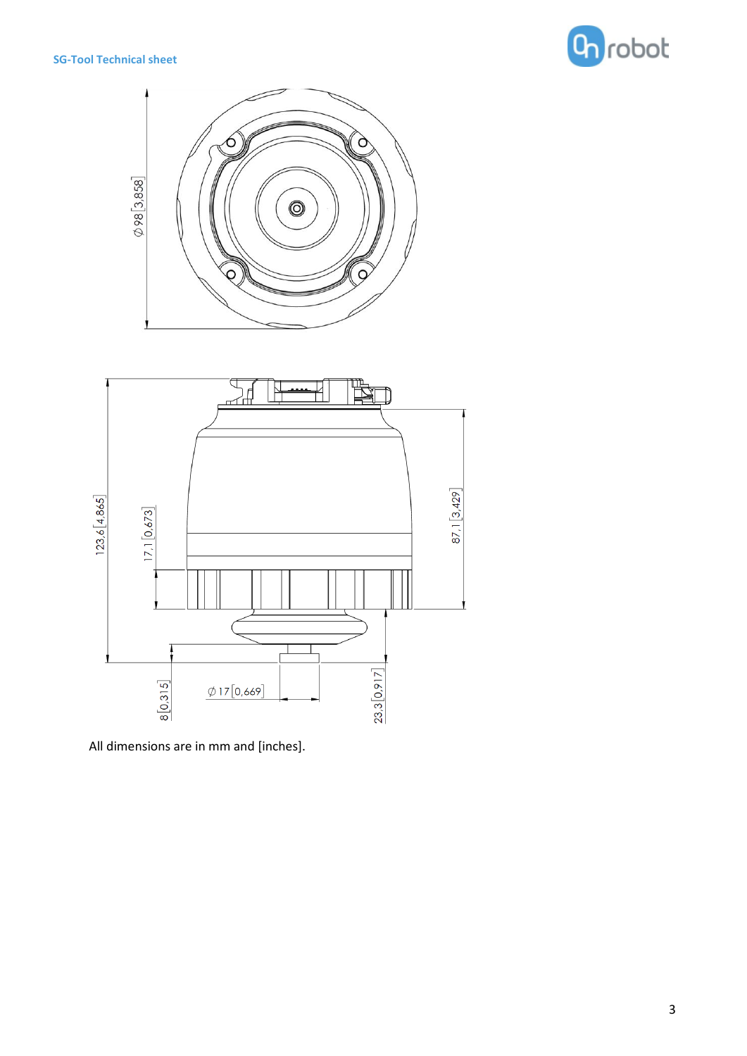All dimensions are in mm and [inches].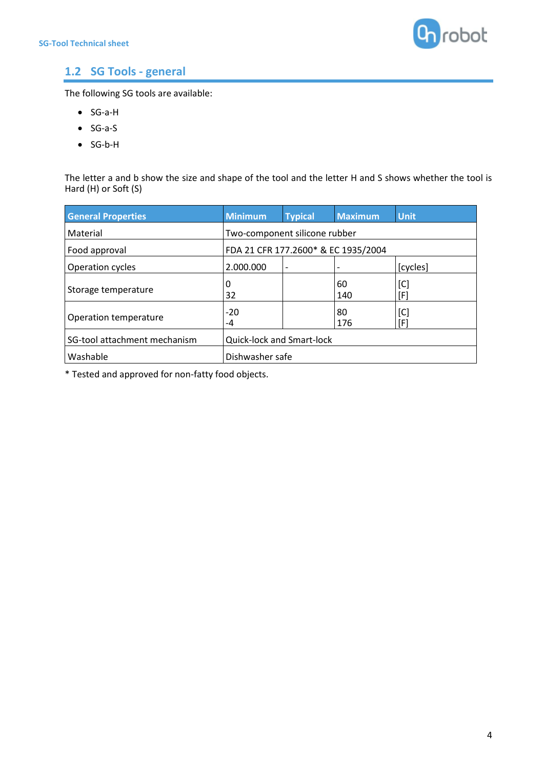## 1.2 SG Tools - general

The following SG tools are available:

- SG-a-H
- SG-a-S
- SG-b-H

The letter a and b show the size and shape of the tool and the letter H and S shows whether the tool is Hard (H) or Soft (S)

| General Properties | Minimum | Typical | Maximum | Unit |
|---|---|---|---|---|
| Material | Two-component silicone rubber | | | |
| Food approval | FDA 21 CFR 177.2600* & EC 1935/2004 | | | |
| Operation cycles | 2.000.000 | - | - | [cycles] |
| Storage temperature | 0<br>32 | | 60<br>140 | [C]<br>[F] |
| Operation temperature | -20<br>-4 | | 80<br>176 | [C]<br>[F] |
| SG-tool attachment mechanism | Quick-lock and Smart-lock | | | |
| Washable | Dishwasher safe | | | |

* Tested and approved for non-fatty food objects.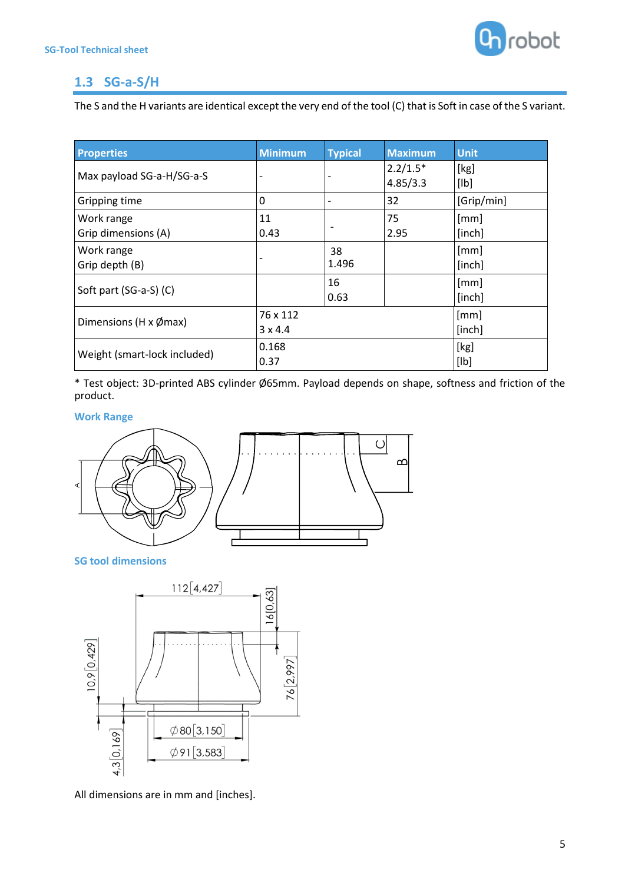## 1.3 SG-a-S/H

The S and the H variants are identical except the very end of the tool (C) that is Soft in case of the S variant.

| Properties | Minimum | Typical | Maximum | Unit |
|---|---|---|---|---|
| Max payload SG-a-H/SG-a-S | - | - | 2.2/1.5*<br>4.85/3.3 | [kg]<br>[lb] |
| Gripping time | 0 | - | 32 | [Grip/min] |
| Work range<br>Grip dimensions (A) | 11<br>0.43 | - | 75<br>2.95 | [mm]<br>[inch] |
| Work range<br>Grip depth (B) | - | 38<br>1.496 | | [mm]<br>[inch] |
| Soft part (SG-a-S) (C) | | 16<br>0.63 | | [mm]<br>[inch] |
| Dimensions (H x Ømax) | 76 x 112<br>3 x 4.4 | | | [mm]<br>[inch] |
| Weight (smart-lock included) | 0.168<br>0.37 | | | [kg]<br>[lb] |

* Test object: 3D-printed ABS cylinder Ø65mm. Payload depends on shape, softness and friction of the product.

### Work Range

### SG tool dimensions

All dimensions are in mm and [inches].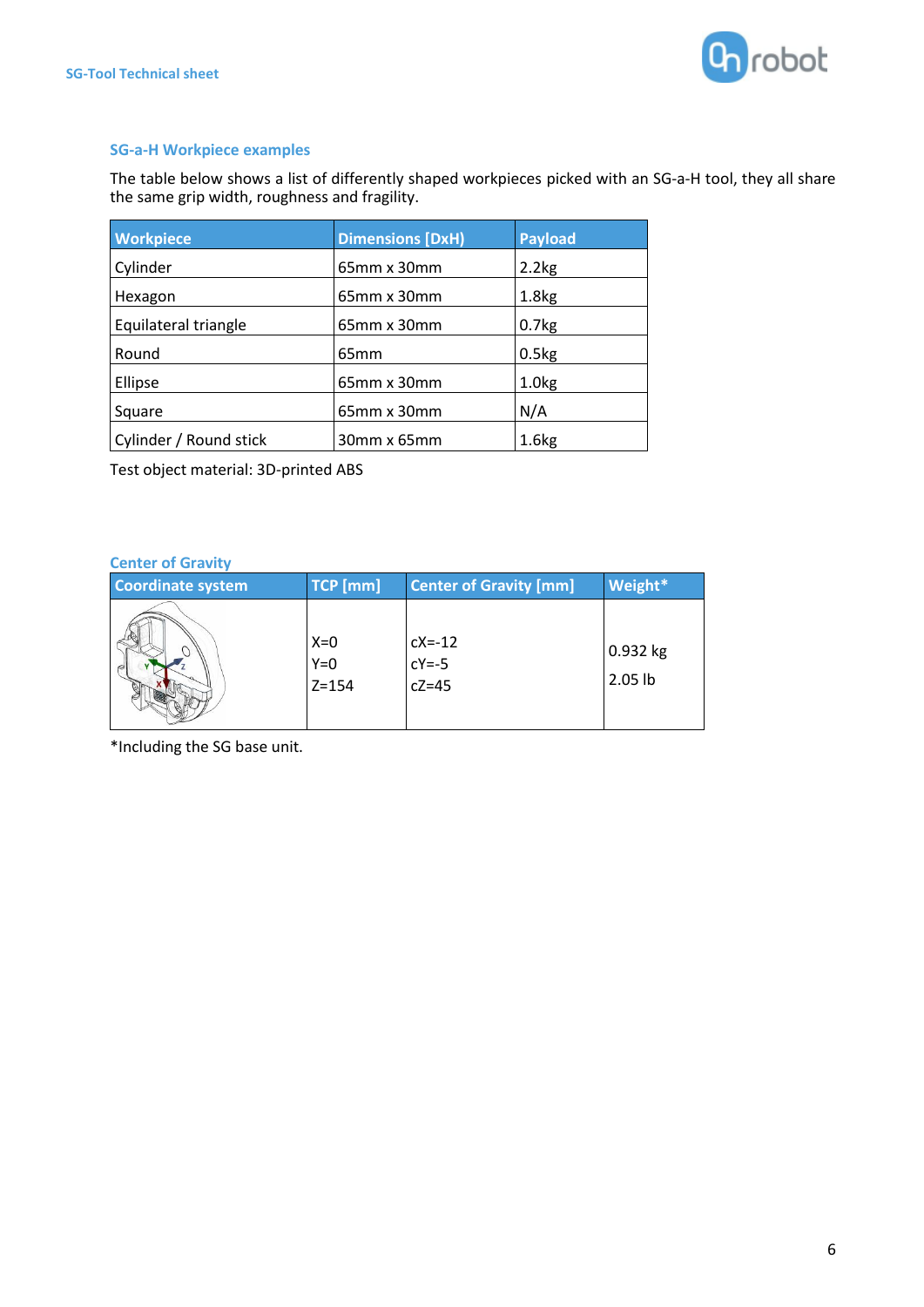## SG-a-H Workpiece examples

The table below shows a list of differently shaped workpieces picked with an SG-a-H tool, they all share the same grip width, roughness and fragility.

| Workpiece | Dimensions [DxH] | Payload |
|---|---|---|
| Cylinder | 65mm x 30mm | 2.2kg |
| Hexagon | 65mm x 30mm | 1.8kg |
| Equilateral triangle | 65mm x 30mm | 0.7kg |
| Round | 65mm | 0.5kg |
| Ellipse | 65mm x 30mm | 1.0kg |
| Square | 65mm x 30mm | N/A |
| Cylinder / Round stick | 30mm x 65mm | 1.6kg |

Test object material: 3D-printed ABS

## Center of Gravity

| Coordinate system | TCP [mm] | Center of Gravity [mm] | Weight* |
|---|---|---|---|
| | X=0<br>Y=0<br>Z=154 | cX=-12<br>cY=-5<br>cZ=45 | 0.932 kg<br>2.05 lb |

*Including the SG base unit.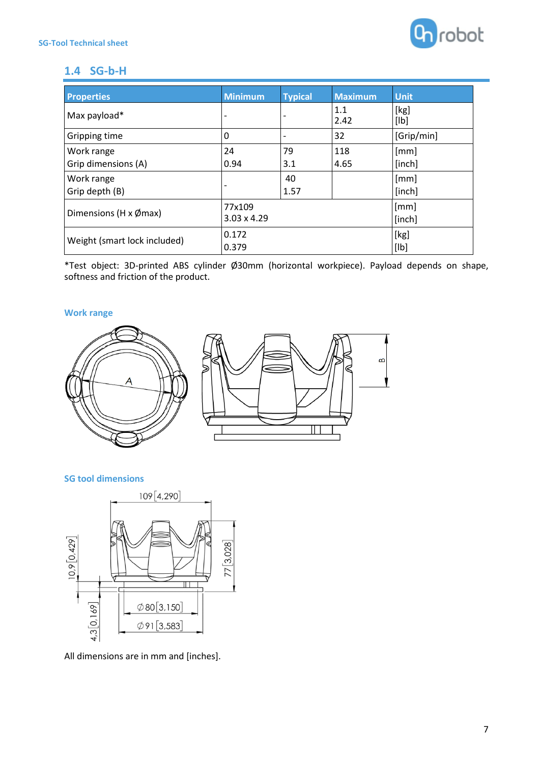## 1.4 SG-b-H

| Properties | Minimum | Typical | Maximum | Unit |
|---|---|---|---|---|
| Max payload* | - | - | 1.1<br>2.42 | [kg]<br>[lb] |
| Gripping time | 0 | - | 32 | [Grip/min] |
| Work range<br>Grip dimensions (A) | 24<br>0.94 | 79<br>3.1 | 118<br>4.65 | [mm]<br>[inch] |
| Work range<br>Grip depth (B) | - | 40<br>1.57 | | [mm]<br>[inch] |
| Dimensions (H x Ømax) | 77x109<br>3.03 x 4.29 | | | [mm]<br>[inch] |
| Weight (smart lock included) | 0.172<br>0.379 | | | [kg]<br>[lb] |

*Test object: 3D-printed ABS cylinder Ø30mm (horizontal workpiece). Payload depends on shape, softness and friction of the product.

### Work range

### SG tool dimensions

All dimensions are in mm and [inches].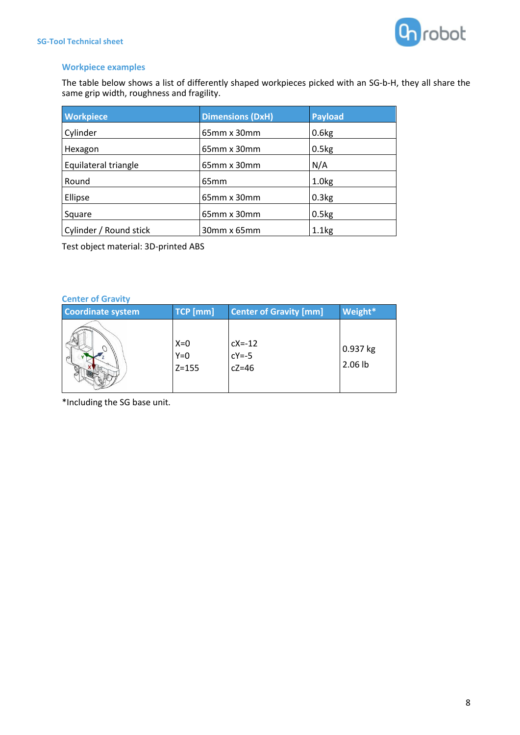## Workpiece examples

The table below shows a list of differently shaped workpieces picked with an SG-b-H, they all share the same grip width, roughness and fragility.

| Workpiece | Dimensions (DxH) | Payload |
|---|---|---|
| Cylinder | 65mm x 30mm | 0.6kg |
| Hexagon | 65mm x 30mm | 0.5kg |
| Equilateral triangle | 65mm x 30mm | N/A |
| Round | 65mm | 1.0kg |
| Ellipse | 65mm x 30mm | 0.3kg |
| Square | 65mm x 30mm | 0.5kg |
| Cylinder / Round stick | 30mm x 65mm | 1.1kg |

Test object material: 3D-printed ABS

## Center of Gravity

| Coordinate system | TCP [mm] | Center of Gravity [mm] | Weight* |
|---|---|---|---|
| | X=0<br>Y=0<br>Z=155 | cX=-12<br>cY=-5<br>cZ=46 | 0.937 kg<br>2.06 lb |

*Including the SG base unit.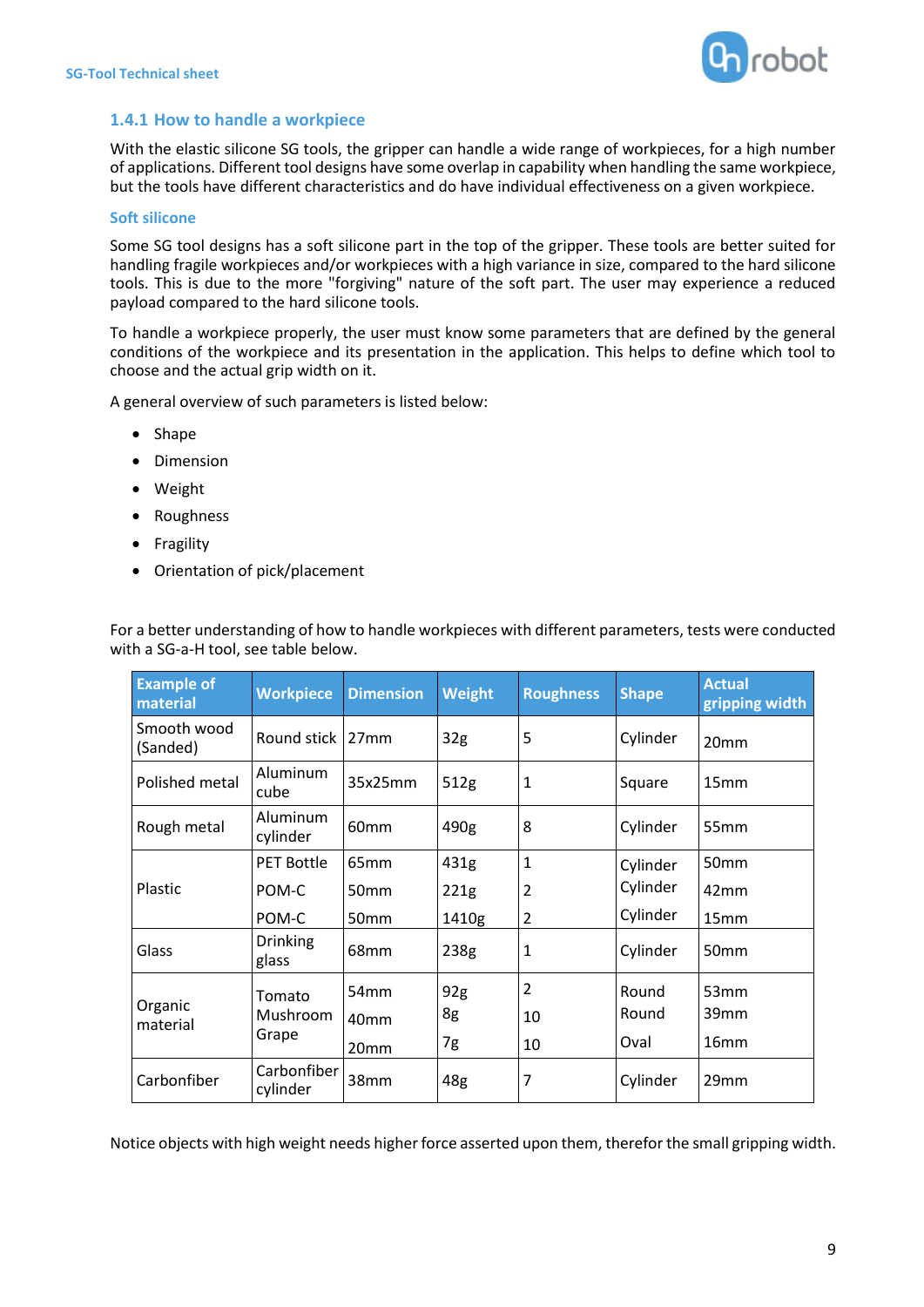### 1.4.1 How to handle a workpiece

With the elastic silicone SG tools, the gripper can handle a wide range of workpieces, for a high number of applications. Different tool designs have some overlap in capability when handling the same workpiece, but the tools have different characteristics and do have individual effectiveness on a given workpiece.

#### Soft silicone

Some SG tool designs has a soft silicone part in the top of the gripper. These tools are better suited for handling fragile workpieces and/or workpieces with a high variance in size, compared to the hard silicone tools. This is due to the more "forgiving" nature of the soft part. The user may experience a reduced payload compared to the hard silicone tools.

To handle a workpiece properly, the user must know some parameters that are defined by the general conditions of the workpiece and its presentation in the application. This helps to define which tool to choose and the actual grip width on it.

A general overview of such parameters is listed below:

- Shape
- Dimension
- Weight
- Roughness
- Fragility
- Orientation of pick/placement

For a better understanding of how to handle workpieces with different parameters, tests were conducted with a SG-a-H tool, see table below.

| Example of material | Workpiece | Dimension | Weight | Roughness | Shape | Actual gripping width |
|---|---|---|---|---|---|---|
| Smooth wood (Sanded) | Round stick | 27mm | 32g | 5 | Cylinder | 20mm |
| Polished metal | Aluminum cube | 35x25mm | 512g | 1 | Square | 15mm |
| Rough metal | Aluminum cylinder | 60mm | 490g | 8 | Cylinder | 55mm |
| Plastic | PET Bottle | 65mm | 431g | 1 | Cylinder | 50mm |
| | POM-C | 50mm | 221g | 2 | Cylinder | 42mm |
| | POM-C | 50mm | 1410g | 2 | Cylinder | 15mm |
| Glass | Drinking glass | 68mm | 238g | 1 | Cylinder | 50mm |
| Organic material | Tomato | 54mm | 92g | 2 | Round | 53mm |
| | Mushroom | 40mm | 8g | 10 | Round | 39mm |
| | Grape | 20mm | 7g | 10 | Oval | 16mm |
| Carbonfiber | Carbonfiber cylinder | 38mm | 48g | 7 | Cylinder | 29mm |

Notice objects with high weight needs higher force asserted upon them, therefor the small gripping width.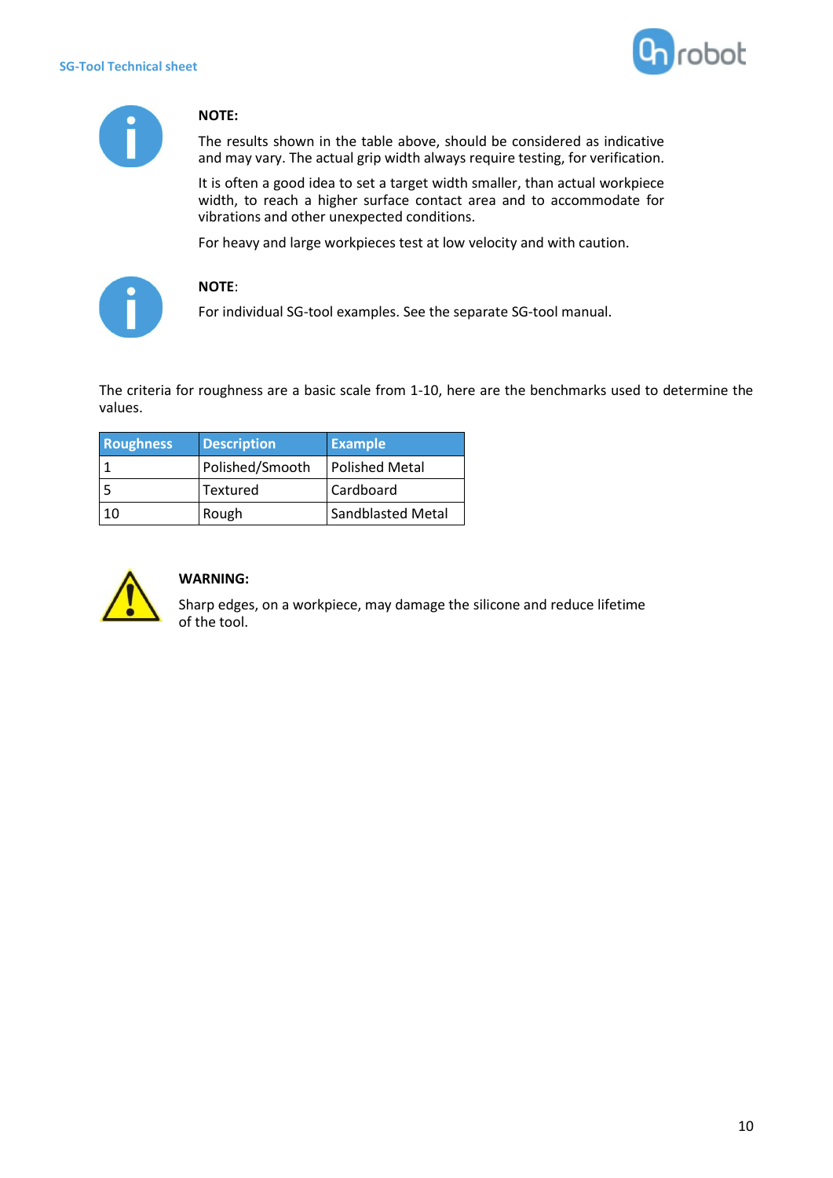**NOTE:**

The results shown in the table above, should be considered as indicative and may vary. The actual grip width always require testing, for verification.

It is often a good idea to set a target width smaller, than actual workpiece width, to reach a higher surface contact area and to accommodate for vibrations and other unexpected conditions.

For heavy and large workpieces test at low velocity and with caution.

**NOTE**:

For individual SG-tool examples. See the separate SG-tool manual.

The criteria for roughness are a basic scale from 1-10, here are the benchmarks used to determine the values.

| Roughness | Description | Example |
|---|---|---|
| 1 | Polished/Smooth | Polished Metal |
| 5 | Textured | Cardboard |
| 10 | Rough | Sandblasted Metal |

**WARNING:**

Sharp edges, on a workpiece, may damage the silicone and reduce lifetime of the tool.